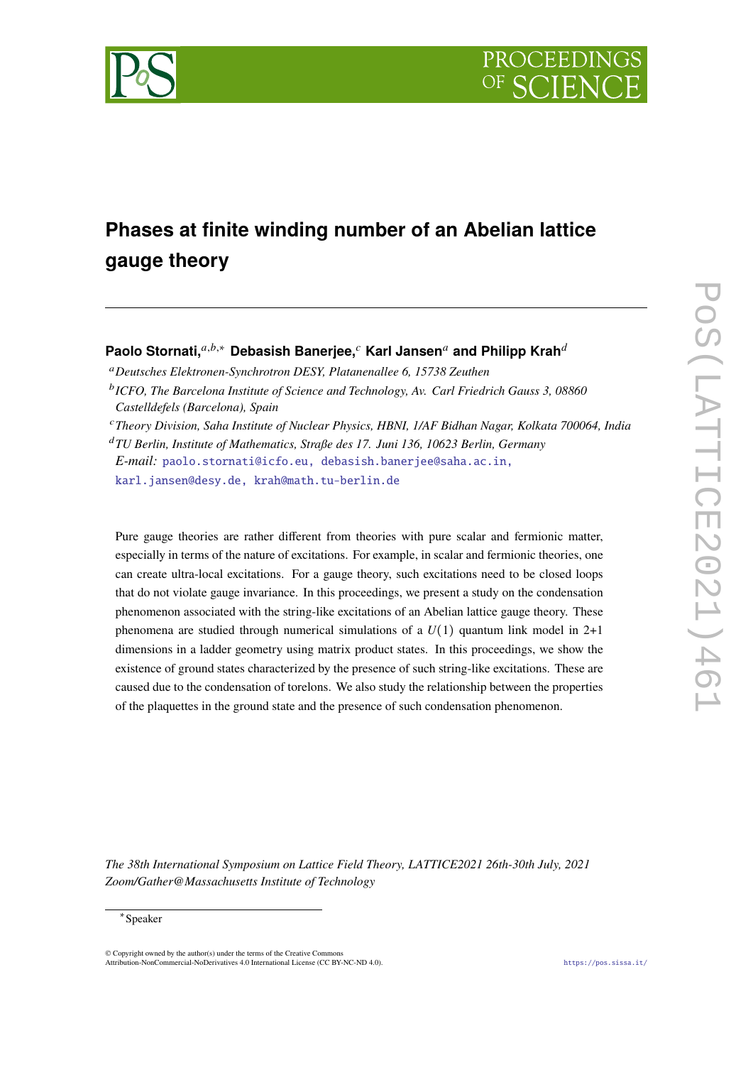# Phases at finite winding number of an Abelian lattice gauge theory

**Paolo Stornati,**[a,b,*] **Debasish Banerjee,**[c] **Karl Jansen**[a] **and Philipp Krah**[d]

[a] *Deutsches Elektronen-Synchrotron DESY, Platanenallee 6, 15738 Zeuthen*

[b] *ICFO, The Barcelona Institute of Science and Technology, Av. Carl Friedrich Gauss 3, 08860 Castelldefels (Barcelona), Spain*

[c] *Theory Division, Saha Institute of Nuclear Physics, HBNI, 1/AF Bidhan Nagar, Kolkata 700064, India*

[d] *TU Berlin, Institute of Mathematics, Straße des 17. Juni 136, 10623 Berlin, Germany*

*E-mail:* paolo.stornati@icfo.eu, debasish.banerjee@saha.ac.in, karl.jansen@desy.de, krah@math.tu-berlin.de

Pure gauge theories are rather different from theories with pure scalar and fermionic matter, especially in terms of the nature of excitations. For example, in scalar and fermionic theories, one can create ultra-local excitations. For a gauge theory, such excitations need to be closed loops that do not violate gauge invariance. In this proceedings, we present a study on the condensation phenomenon associated with the string-like excitations of an Abelian lattice gauge theory. These phenomena are studied through numerical simulations of a $U(1)$ quantum link model in 2+1 dimensions in a ladder geometry using matrix product states. In this proceedings, we show the existence of ground states characterized by the presence of such string-like excitations. These are caused due to the condensation of torelons. We also study the relationship between the properties of the plaquettes in the ground state and the presence of such condensation phenomenon.

*The 38th International Symposium on Lattice Field Theory, LATTICE2021 26th-30th July, 2021 Zoom/Gather@Massachusetts Institute of Technology*

*Speaker

© Copyright owned by the author(s) under the terms of the Creative Commons Attribution-NonCommercial-NoDerivatives 4.0 International License (CC BY-NC-ND 4.0).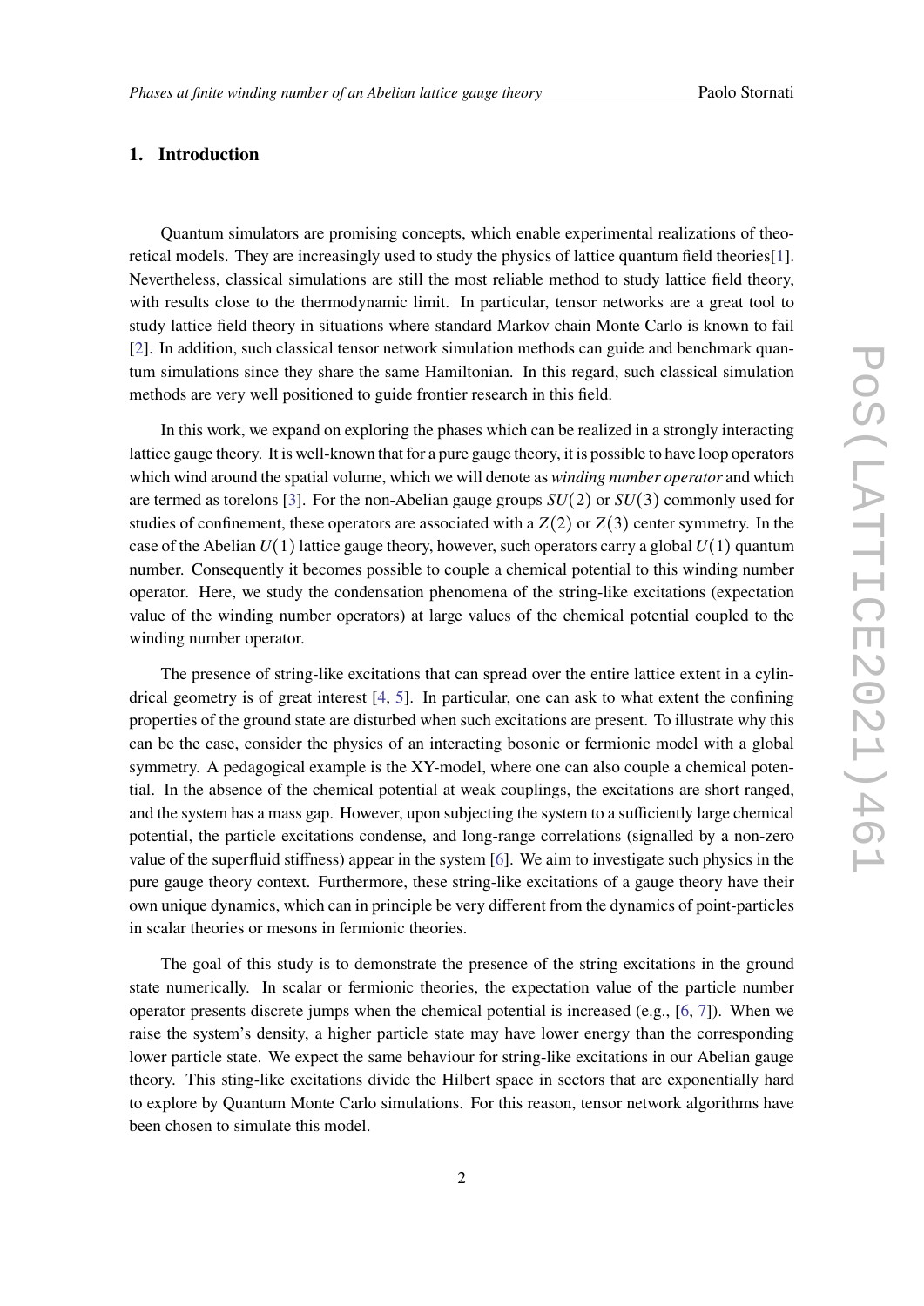## 1. Introduction

Quantum simulators are promising concepts, which enable experimental realizations of theoretical models. They are increasingly used to study the physics of lattice quantum field theories[1]. Nevertheless, classical simulations are still the most reliable method to study lattice field theory, with results close to the thermodynamic limit. In particular, tensor networks are a great tool to study lattice field theory in situations where standard Markov chain Monte Carlo is known to fail [2]. In addition, such classical tensor network simulation methods can guide and benchmark quantum simulations since they share the same Hamiltonian. In this regard, such classical simulation methods are very well positioned to guide frontier research in this field.

In this work, we expand on exploring the phases which can be realized in a strongly interacting lattice gauge theory. It is well-known that for a pure gauge theory, it is possible to have loop operators which wind around the spatial volume, which we will denote as *winding number operator* and which are termed as torelons [3]. For the non-Abelian gauge groups $SU(2)$ or $SU(3)$ commonly used for studies of confinement, these operators are associated with a $Z(2)$ or $Z(3)$ center symmetry. In the case of the Abelian $U(1)$ lattice gauge theory, however, such operators carry a global $U(1)$ quantum number. Consequently it becomes possible to couple a chemical potential to this winding number operator. Here, we study the condensation phenomena of the string-like excitations (expectation value of the winding number operators) at large values of the chemical potential coupled to the winding number operator.

The presence of string-like excitations that can spread over the entire lattice extent in a cylindrical geometry is of great interest [4, 5]. In particular, one can ask to what extent the confining properties of the ground state are disturbed when such excitations are present. To illustrate why this can be the case, consider the physics of an interacting bosonic or fermionic model with a global symmetry. A pedagogical example is the XY-model, where one can also couple a chemical potential. In the absence of the chemical potential at weak couplings, the excitations are short ranged, and the system has a mass gap. However, upon subjecting the system to a sufficiently large chemical potential, the particle excitations condense, and long-range correlations (signalled by a non-zero value of the superfluid stiffness) appear in the system [6]. We aim to investigate such physics in the pure gauge theory context. Furthermore, these string-like excitations of a gauge theory have their own unique dynamics, which can in principle be very different from the dynamics of point-particles in scalar theories or mesons in fermionic theories.

The goal of this study is to demonstrate the presence of the string excitations in the ground state numerically. In scalar or fermionic theories, the expectation value of the particle number operator presents discrete jumps when the chemical potential is increased (e.g., [6, 7]). When we raise the system's density, a higher particle state may have lower energy than the corresponding lower particle state. We expect the same behaviour for string-like excitations in our Abelian gauge theory. This sting-like excitations divide the Hilbert space in sectors that are exponentially hard to explore by Quantum Monte Carlo simulations. For this reason, tensor network algorithms have been chosen to simulate this model.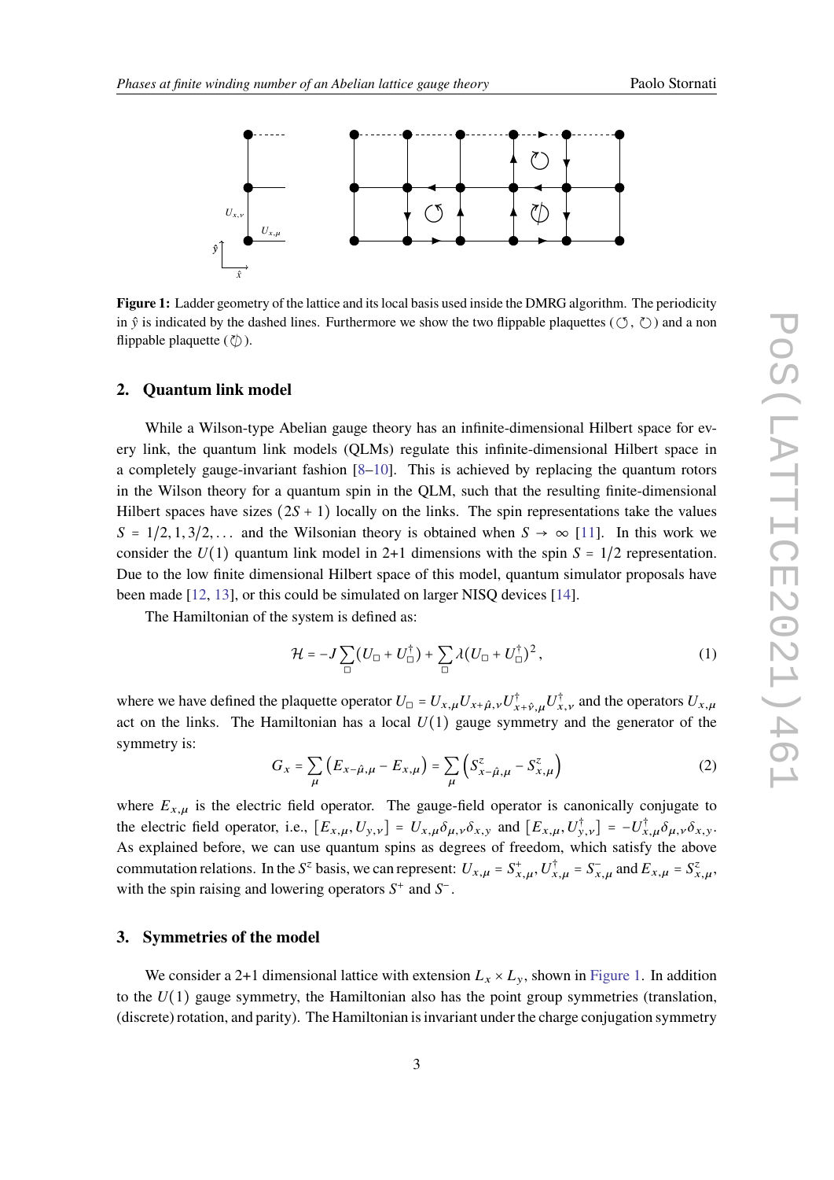**Figure 1:** Ladder geometry of the lattice and its local basis used inside the DMRG algorithm. The periodicity in $\hat{y}$ is indicated by the dashed lines. Furthermore we show the two flippable plaquettes (↺, ↻) and a non flippable plaquette (⟲̸).

## 2. Quantum link model

While a Wilson-type Abelian gauge theory has an infinite-dimensional Hilbert space for every link, the quantum link models (QLMs) regulate this infinite-dimensional Hilbert space in a completely gauge-invariant fashion [8–10]. This is achieved by replacing the quantum rotors in the Wilson theory for a quantum spin in the QLM, such that the resulting finite-dimensional Hilbert spaces have sizes $(2S+1)$ locally on the links. The spin representations take the values $S = 1/2, 1, 3/2, \dots$ and the Wilsonian theory is obtained when $S \to \infty$ [11]. In this work we consider the $U(1)$ quantum link model in 2+1 dimensions with the spin $S = 1/2$ representation. Due to the low finite dimensional Hilbert space of this model, quantum simulator proposals have been made [12, 13], or this could be simulated on larger NISQ devices [14].

The Hamiltonian of the system is defined as:

$$\mathcal{H} = -J \sum_{\square} (U_{\square} + U_{\square}^{\dagger}) + \sum_{\square} \lambda (U_{\square} + U_{\square}^{\dagger})^2 , \tag{1}$$

where we have defined the plaquette operator $U_{\square} = U_{x,\mu} U_{x+\hat{\mu},\nu} U^{\dagger}_{x+\hat{\nu},\mu} U^{\dagger}_{x,\nu}$ and the operators $U_{x,\mu}$ act on the links. The Hamiltonian has a local $U(1)$ gauge symmetry and the generator of the symmetry is:

$$G_x = \sum_{\mu} \left( E_{x-\hat{\mu},\mu} - E_{x,\mu} \right) = \sum_{\mu} \left( S^z_{x-\hat{\mu},\mu} - S^z_{x,\mu} \right) \tag{2}$$

where $E_{x,\mu}$ is the electric field operator. The gauge-field operator is canonically conjugate to the electric field operator, i.e., $[E_{x,\mu}, U_{y,\nu}] = U_{x,\mu} \delta_{\mu,\nu} \delta_{x,y}$ and $[E_{x,\mu}, U^{\dagger}_{y,\nu}] = -U^{\dagger}_{x,\mu} \delta_{\mu,\nu} \delta_{x,y}$. As explained before, we can use quantum spins as degrees of freedom, which satisfy the above commutation relations. In the $S^z$ basis, we can represent: $U_{x,\mu} = S^{+}_{x,\mu}$, $U^{\dagger}_{x,\mu} = S^{-}_{x,\mu}$ and $E_{x,\mu} = S^z_{x,\mu}$, with the spin raising and lowering operators $S^+$ and $S^-$.

## 3. Symmetries of the model

We consider a 2+1 dimensional lattice with extension $L_x \times L_y$, shown in Figure 1. In addition to the $U(1)$ gauge symmetry, the Hamiltonian also has the point group symmetries (translation, (discrete) rotation, and parity). The Hamiltonian is invariant under the charge conjugation symmetry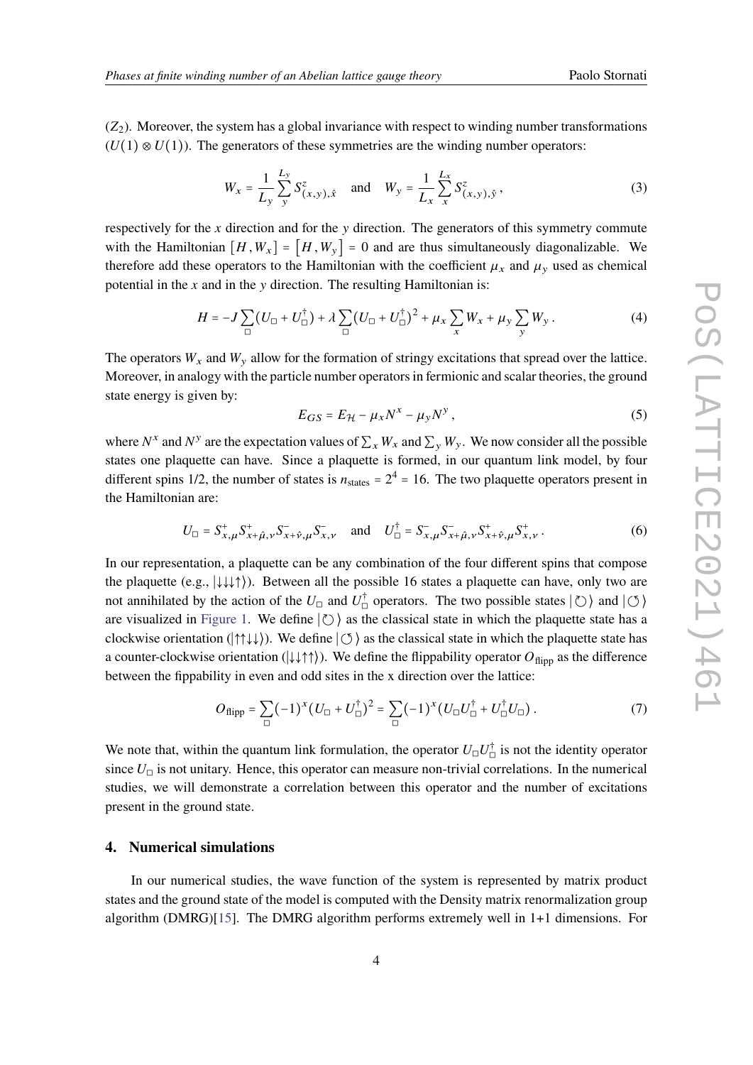($Z_2$). Moreover, the system has a global invariance with respect to winding number transformations ($U(1) \otimes U(1)$). The generators of these symmetries are the winding number operators:

$$W_x = \frac{1}{L_y} \sum_{y}^{L_y} S^z_{(x,y),\hat{x}} \quad \text{and} \quad W_y = \frac{1}{L_x} \sum_{x}^{L_x} S^z_{(x,y),\hat{y}} , \tag{3}$$

respectively for the $x$ direction and for the $y$ direction. The generators of this symmetry commute with the Hamiltonian $[H, W_x] = [H, W_y] = 0$ and are thus simultaneously diagonalizable. We therefore add these operators to the Hamiltonian with the coefficient $\mu_x$ and $\mu_y$ used as chemical potential in the $x$ and in the $y$ direction. The resulting Hamiltonian is:

$$H = -J \sum_{\square} (U_{\square} + U_{\square}^{\dagger}) + \lambda \sum_{\square} (U_{\square} + U_{\square}^{\dagger})^2 + \mu_x \sum_{x} W_x + \mu_y \sum_{y} W_y . \tag{4}$$

The operators $W_x$ and $W_y$ allow for the formation of stringy excitations that spread over the lattice. Moreover, in analogy with the particle number operators in fermionic and scalar theories, the ground state energy is given by:

$$E_{GS} = E_{\mathcal{H}} - \mu_x N^x - \mu_y N^y , \tag{5}$$

where $N^x$ and $N^y$ are the expectation values of $\sum_x W_x$ and $\sum_y W_y$. We now consider all the possible states one plaquette can have. Since a plaquette is formed, in our quantum link model, by four different spins 1/2, the number of states is $n_{\text{states}} = 2^4 = 16$. The two plaquette operators present in the Hamiltonian are:

$$U_{\square} = S^+_{x,\mu} S^+_{x+\hat{\mu},\nu} S^-_{x+\hat{\nu},\mu} S^-_{x,\nu} \quad \text{and} \quad U^{\dagger}_{\square} = S^-_{x,\mu} S^-_{x+\hat{\mu},\nu} S^+_{x+\hat{\nu},\mu} S^+_{x,\nu} . \tag{6}$$

In our representation, a plaquette can be any combination of the four different spins that compose the plaquette (e.g., $|\downarrow\downarrow\downarrow\uparrow\rangle$). Between all the possible 16 states a plaquette can have, only two are not annihilated by the action of the $U_{\square}$ and $U^{\dagger}_{\square}$ operators. The two possible states $|\circlearrowright\rangle$ and $|\circlearrowleft\rangle$ are visualized in Figure 1. We define $|\circlearrowright\rangle$ as the classical state in which the plaquette state has a clockwise orientation ($|\uparrow\uparrow\downarrow\downarrow\rangle$). We define $|\circlearrowleft\rangle$ as the classical state in which the plaquette state has a counter-clockwise orientation ($|\downarrow\downarrow\uparrow\uparrow\rangle$). We define the flippability operator $O_{\text{flipp}}$ as the difference between the fippability in even and odd sites in the x direction over the lattice:

$$O_{\text{flipp}} = \sum_{\square} (-1)^x (U_{\square} + U^{\dagger}_{\square})^2 = \sum_{\square} (-1)^x (U_{\square} U^{\dagger}_{\square} + U^{\dagger}_{\square} U_{\square}) . \tag{7}$$

We note that, within the quantum link formulation, the operator $U_{\square} U^{\dagger}_{\square}$ is not the identity operator since $U_{\square}$ is not unitary. Hence, this operator can measure non-trivial correlations. In the numerical studies, we will demonstrate a correlation between this operator and the number of excitations present in the ground state.

## 4. Numerical simulations

In our numerical studies, the wave function of the system is represented by matrix product states and the ground state of the model is computed with the Density matrix renormalization group algorithm (DMRG)[15]. The DMRG algorithm performs extremely well in 1+1 dimensions. For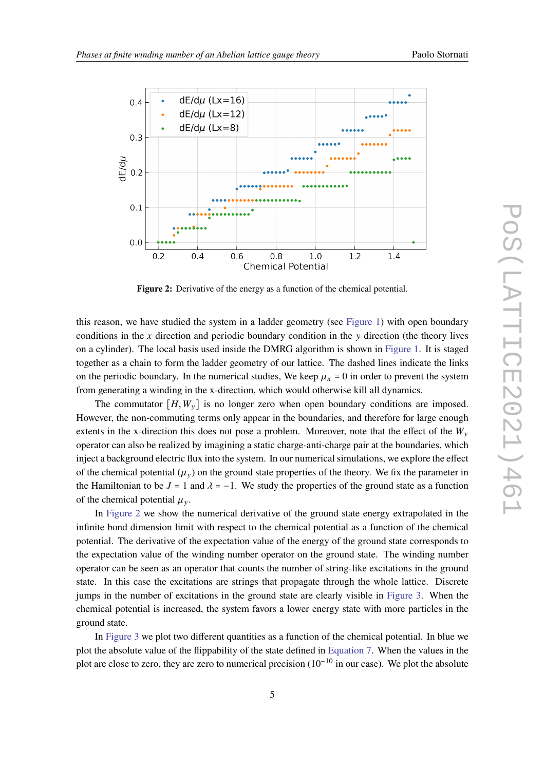**Figure 2:** Derivative of the energy as a function of the chemical potential.

this reason, we have studied the system in a ladder geometry (see Figure 1) with open boundary conditions in the $x$ direction and periodic boundary condition in the $y$ direction (the theory lives on a cylinder). The local basis used inside the DMRG algorithm is shown in Figure 1. It is staged together as a chain to form the ladder geometry of our lattice. The dashed lines indicate the links on the periodic boundary. In the numerical studies, We keep $\mu_x = 0$ in order to prevent the system from generating a winding in the x-direction, which would otherwise kill all dynamics.

The commutator $[H, W_y]$ is no longer zero when open boundary conditions are imposed. However, the non-commuting terms only appear in the boundaries, and therefore for large enough extents in the x-direction this does not pose a problem. Moreover, note that the effect of the $W_y$ operator can also be realized by imagining a static charge-anti-charge pair at the boundaries, which inject a background electric flux into the system. In our numerical simulations, we explore the effect of the chemical potential ($\mu_y$) on the ground state properties of the theory. We fix the parameter in the Hamiltonian to be $J = 1$ and $\lambda = -1$. We study the properties of the ground state as a function of the chemical potential $\mu_y$.

In Figure 2 we show the numerical derivative of the ground state energy extrapolated in the infinite bond dimension limit with respect to the chemical potential as a function of the chemical potential. The derivative of the expectation value of the energy of the ground state corresponds to the expectation value of the winding number operator on the ground state. The winding number operator can be seen as an operator that counts the number of string-like excitations in the ground state. In this case the excitations are strings that propagate through the whole lattice. Discrete jumps in the number of excitations in the ground state are clearly visible in Figure 3. When the chemical potential is increased, the system favors a lower energy state with more particles in the ground state.

In Figure 3 we plot two different quantities as a function of the chemical potential. In blue we plot the absolute value of the flippability of the state defined in Equation 7. When the values in the plot are close to zero, they are zero to numerical precision ($10^{-10}$ in our case). We plot the absolute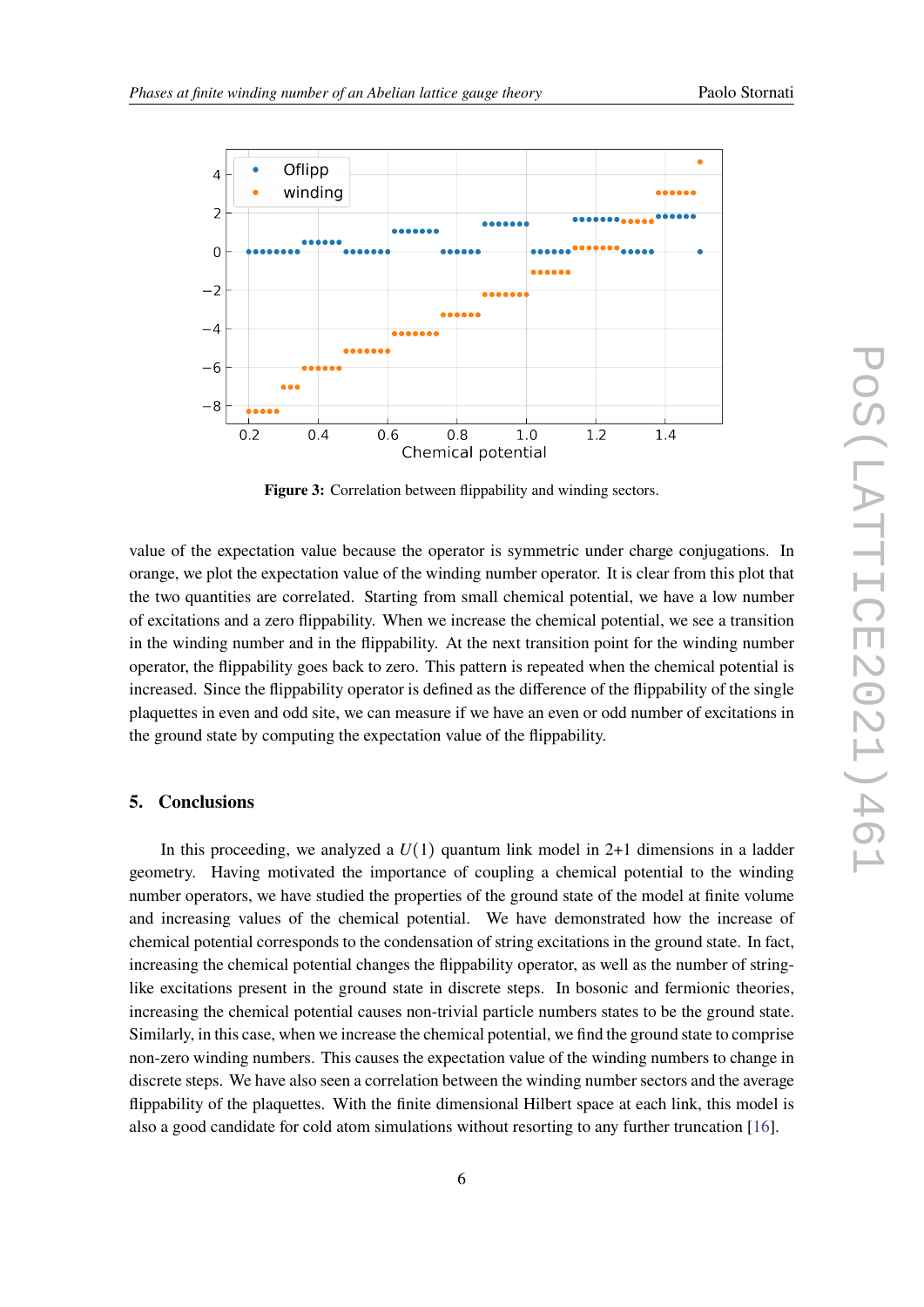Figure 3: Correlation between flippability and winding sectors.

value of the expectation value because the operator is symmetric under charge conjugations. In orange, we plot the expectation value of the winding number operator. It is clear from this plot that the two quantities are correlated. Starting from small chemical potential, we have a low number of excitations and a zero flippability. When we increase the chemical potential, we see a transition in the winding number and in the flippability. At the next transition point for the winding number operator, the flippability goes back to zero. This pattern is repeated when the chemical potential is increased. Since the flippability operator is defined as the difference of the flippability of the single plaquettes in even and odd site, we can measure if we have an even or odd number of excitations in the ground state by computing the expectation value of the flippability.

## 5. Conclusions

In this proceeding, we analyzed a $U(1)$ quantum link model in 2+1 dimensions in a ladder geometry. Having motivated the importance of coupling a chemical potential to the winding number operators, we have studied the properties of the ground state of the model at finite volume and increasing values of the chemical potential. We have demonstrated how the increase of chemical potential corresponds to the condensation of string excitations in the ground state. In fact, increasing the chemical potential changes the flippability operator, as well as the number of string-like excitations present in the ground state in discrete steps. In bosonic and fermionic theories, increasing the chemical potential causes non-trivial particle numbers states to be the ground state. Similarly, in this case, when we increase the chemical potential, we find the ground state to comprise non-zero winding numbers. This causes the expectation value of the winding numbers to change in discrete steps. We have also seen a correlation between the winding number sectors and the average flippability of the plaquettes. With the finite dimensional Hilbert space at each link, this model is also a good candidate for cold atom simulations without resorting to any further truncation [16].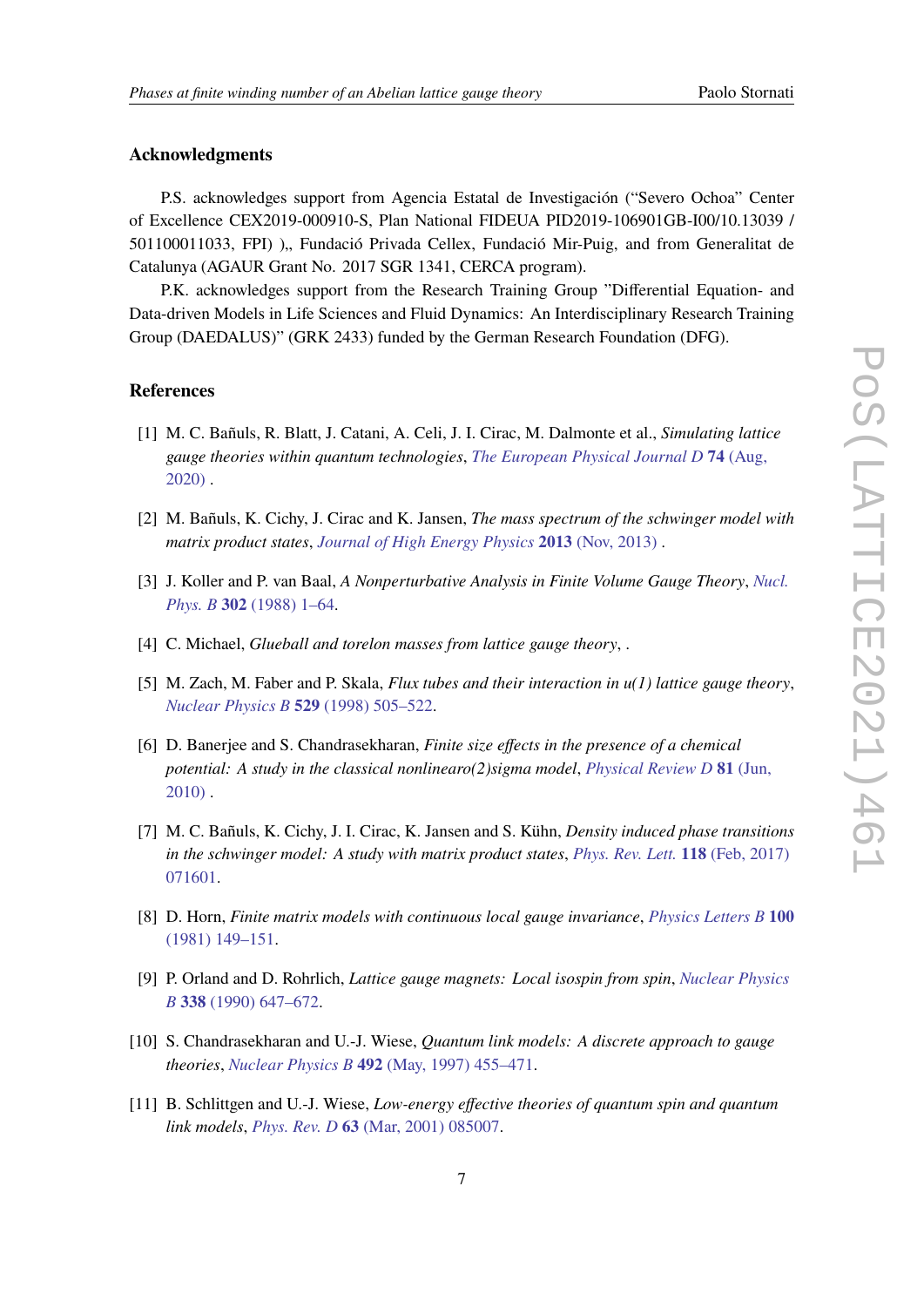## Acknowledgments

P.S. acknowledges support from Agencia Estatal de Investigación ("Severo Ochoa" Center of Excellence CEX2019-000910-S, Plan National FIDEUA PID2019-106901GB-I00/10.13039 / 501100011033, FPI) ),, Fundació Privada Cellex, Fundació Mir-Puig, and from Generalitat de Catalunya (AGAUR Grant No. 2017 SGR 1341, CERCA program).

P.K. acknowledges support from the Research Training Group "Differential Equation- and Data-driven Models in Life Sciences and Fluid Dynamics: An Interdisciplinary Research Training Group (DAEDALUS)" (GRK 2433) funded by the German Research Foundation (DFG).

## References

[1] M. C. Bañuls, R. Blatt, J. Catani, A. Celi, J. I. Cirac, M. Dalmonte et al., *Simulating lattice gauge theories within quantum technologies*, *The European Physical Journal D* **74** (Aug, 2020) .

[2] M. Bañuls, K. Cichy, J. Cirac and K. Jansen, *The mass spectrum of the schwinger model with matrix product states*, *Journal of High Energy Physics* **2013** (Nov, 2013) .

[3] J. Koller and P. van Baal, *A Nonperturbative Analysis in Finite Volume Gauge Theory*, *Nucl. Phys. B* **302** (1988) 1–64.

[4] C. Michael, *Glueball and torelon masses from lattice gauge theory*, .

[5] M. Zach, M. Faber and P. Skala, *Flux tubes and their interaction in u(1) lattice gauge theory*, *Nuclear Physics B* **529** (1998) 505–522.

[6] D. Banerjee and S. Chandrasekharan, *Finite size effects in the presence of a chemical potential: A study in the classical nonlinearo(2)sigma model*, *Physical Review D* **81** (Jun, 2010) .

[7] M. C. Bañuls, K. Cichy, J. I. Cirac, K. Jansen and S. Kühn, *Density induced phase transitions in the schwinger model: A study with matrix product states*, *Phys. Rev. Lett.* **118** (Feb, 2017) 071601.

[8] D. Horn, *Finite matrix models with continuous local gauge invariance*, *Physics Letters B* **100** (1981) 149–151.

[9] P. Orland and D. Rohrlich, *Lattice gauge magnets: Local isospin from spin*, *Nuclear Physics B* **338** (1990) 647–672.

[10] S. Chandrasekharan and U.-J. Wiese, *Quantum link models: A discrete approach to gauge theories*, *Nuclear Physics B* **492** (May, 1997) 455–471.

[11] B. Schlittgen and U.-J. Wiese, *Low-energy effective theories of quantum spin and quantum link models*, *Phys. Rev. D* **63** (Mar, 2001) 085007.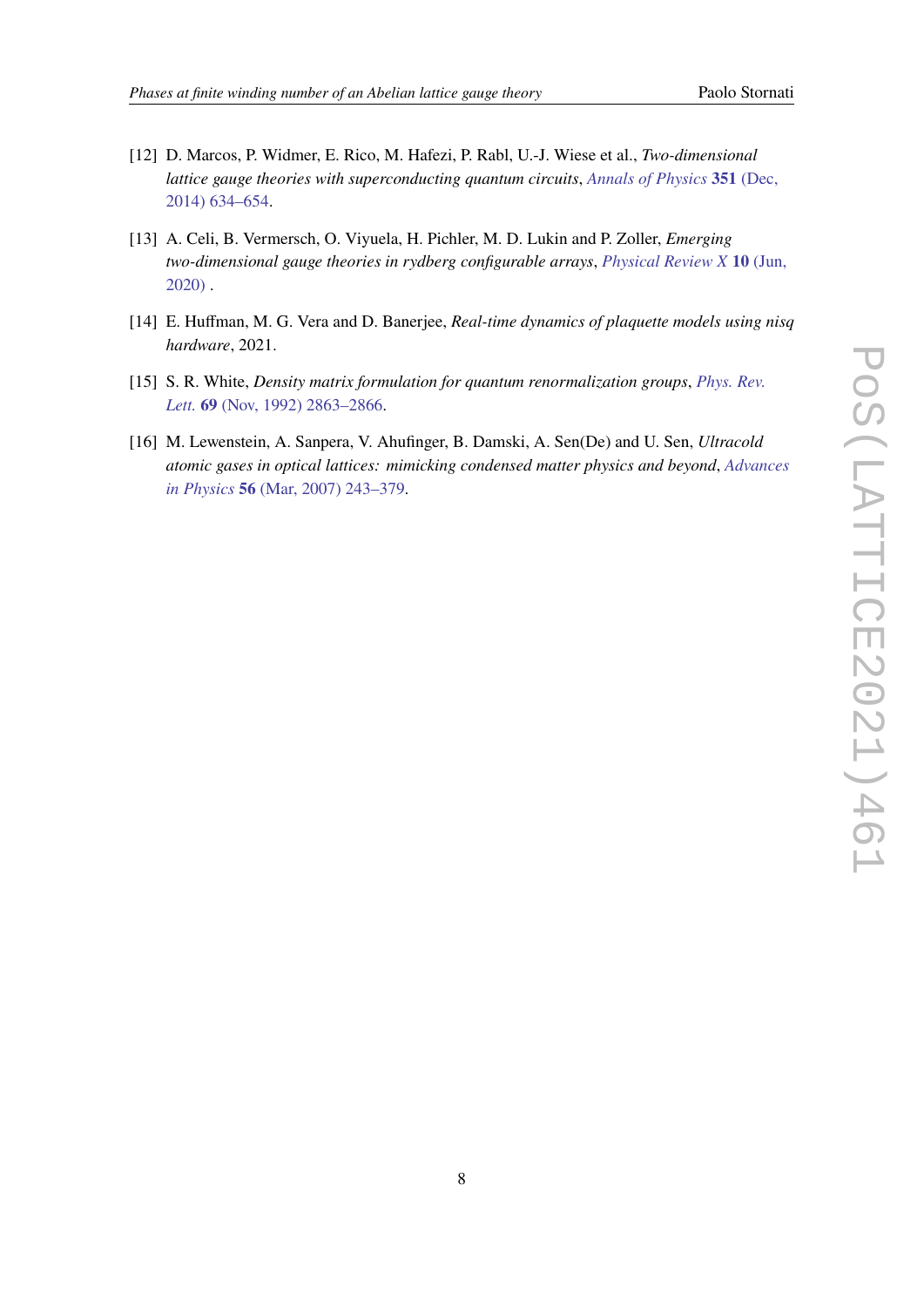[12] D. Marcos, P. Widmer, E. Rico, M. Hafezi, P. Rabl, U.-J. Wiese et al., *Two-dimensional lattice gauge theories with superconducting quantum circuits*, *Annals of Physics* **351** (Dec, 2014) 634–654.

[13] A. Celi, B. Vermersch, O. Viyuela, H. Pichler, M. D. Lukin and P. Zoller, *Emerging two-dimensional gauge theories in rydberg configurable arrays*, *Physical Review X* **10** (Jun, 2020) .

[14] E. Huffman, M. G. Vera and D. Banerjee, *Real-time dynamics of plaquette models using nisq hardware*, 2021.

[15] S. R. White, *Density matrix formulation for quantum renormalization groups*, *Phys. Rev. Lett.* **69** (Nov, 1992) 2863–2866.

[16] M. Lewenstein, A. Sanpera, V. Ahufinger, B. Damski, A. Sen(De) and U. Sen, *Ultracold atomic gases in optical lattices: mimicking condensed matter physics and beyond*, *Advances in Physics* **56** (Mar, 2007) 243–379.